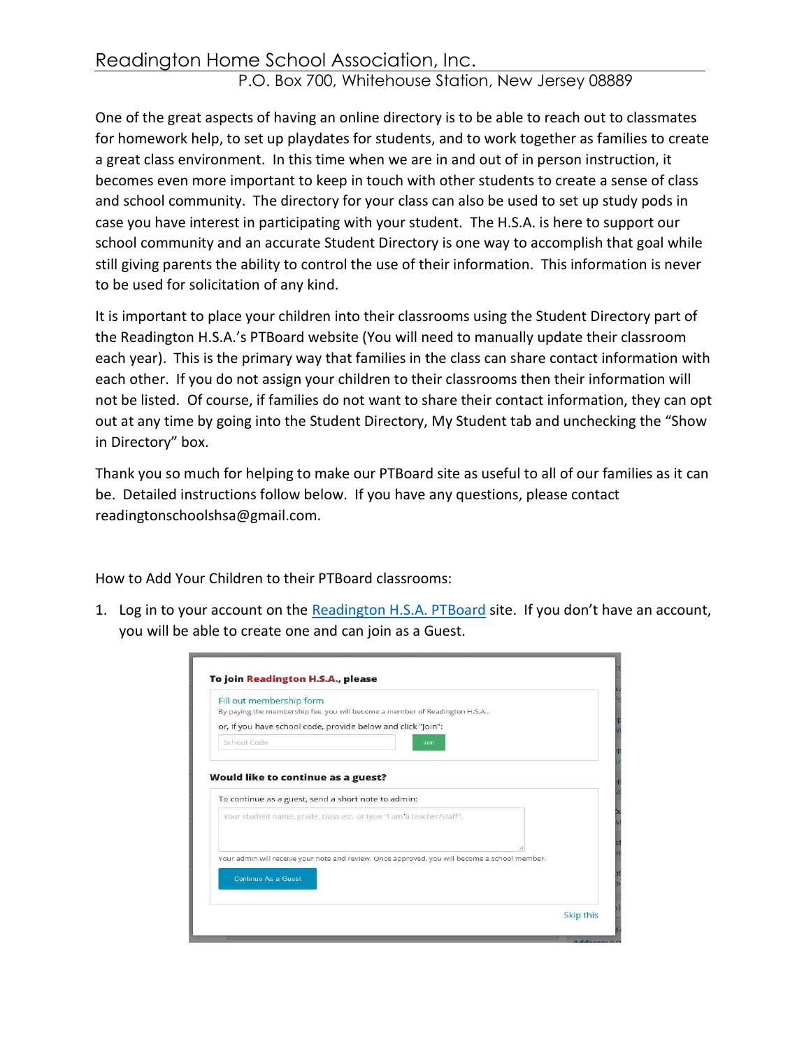# Readington Home School Association, Inc.

P.O. Box 700, Whitehouse Station, New Jersey 08889

One of the great aspects of having an online directory is to be able to reach out to classmates for homework help, to set up playdates for students, and to work together as families to create a great class environment. In this time when we are in and out of in person instruction, it becomes even more important to keep in touch with other students to create a sense of class and school community. The directory for your class can also be used to set up study pods in case you have interest in participating with your student. The H.S.A. is here to support our school community and an accurate Student Directory is one way to accomplish that goal while still giving parents the ability to control the use of their information. This information is never to be used for solicitation of any kind.

It is important to place your children into their classrooms using the Student Directory part of the Readington H.S.A.'s PTBoard website (You will need to manually update their classroom each year). This is the primary way that families in the class can share contact information with each other. If you do not assign your children to their classrooms then their information will not be listed. Of course, if families do not want to share their contact information, they can opt out at any time by going into the Student Directory, My Student tab and unchecking the "Show in Directory" box.

Thank you so much for helping to make our PTBoard site as useful to all of our families as it can be. Detailed instructions follow below. If you have any questions, please contact readingtonschoolshsa@gmail.com.

How to Add Your Children to their PTBoard classrooms:

1. Log in to your account on the [Readington H.S.A. PTBoard]() site. If you don't have an account, you will be able to create one and can join as a Guest.

> **To join Readington H.S.A., please**
>
> Fill out membership form
> By paying the membership fee, you will become a member of Readington H.S.A.
> or, if you have school code, provide below and click "Join":
> School Code | Join
>
> **Would like to continue as a guest?**
>
> To continue as a guest, send a short note to admin:
> Your student name, grade, class etc. or type "I am a teacher/staff".
> Your admin will receive your note and review. Once approved, you will become a school member.
> Continue As a Guest
>
> Skip this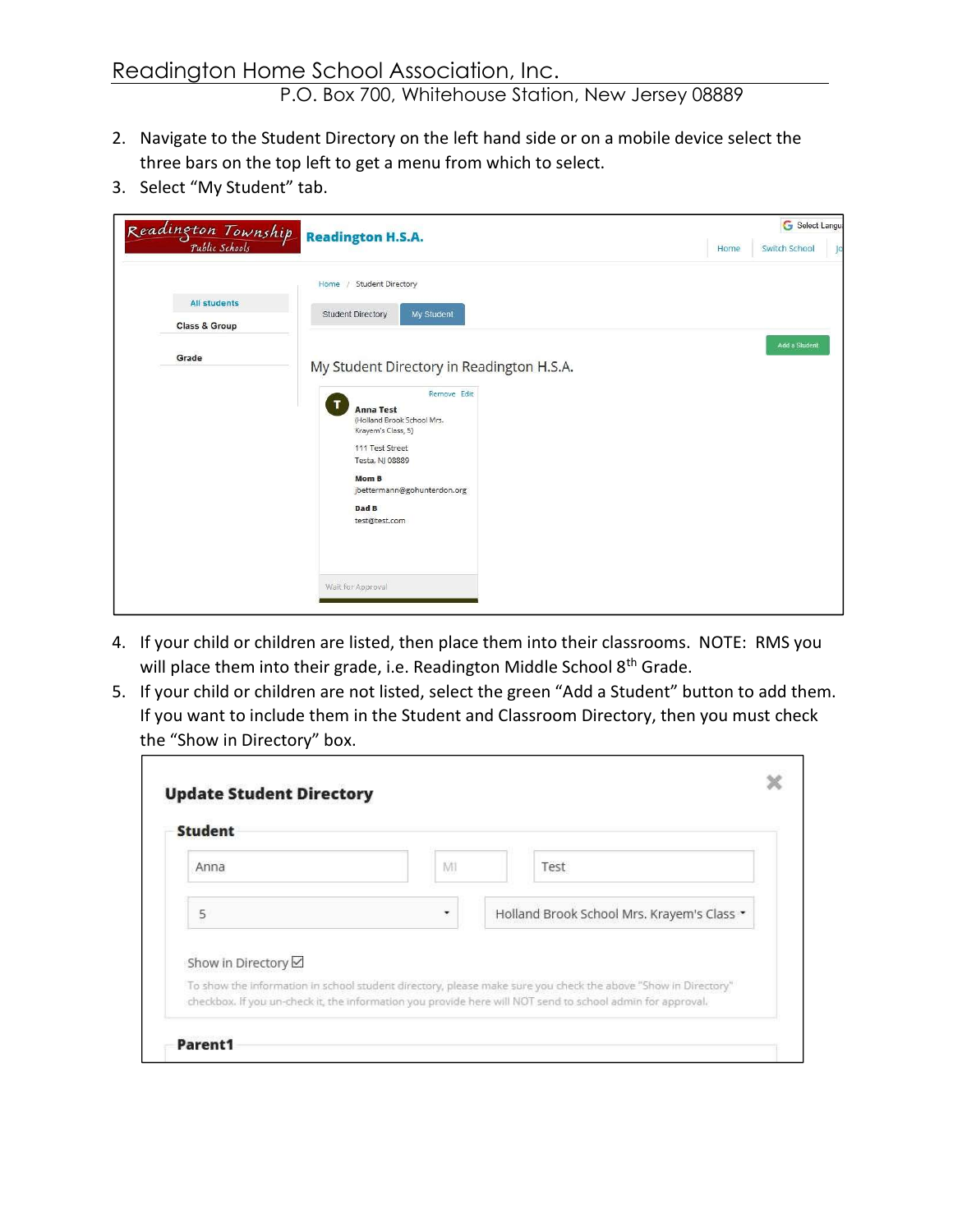2. Navigate to the Student Directory on the left hand side or on a mobile device select the three bars on the top left to get a menu from which to select.
3. Select "My Student" tab.
4. If your child or children are listed, then place them into their classrooms. NOTE: RMS you will place them into their grade, i.e. Readington Middle School 8th Grade.
5. If your child or children are not listed, select the green "Add a Student" button to add them. If you want to include them in the Student and Classroom Directory, then you must check the "Show in Directory" box.